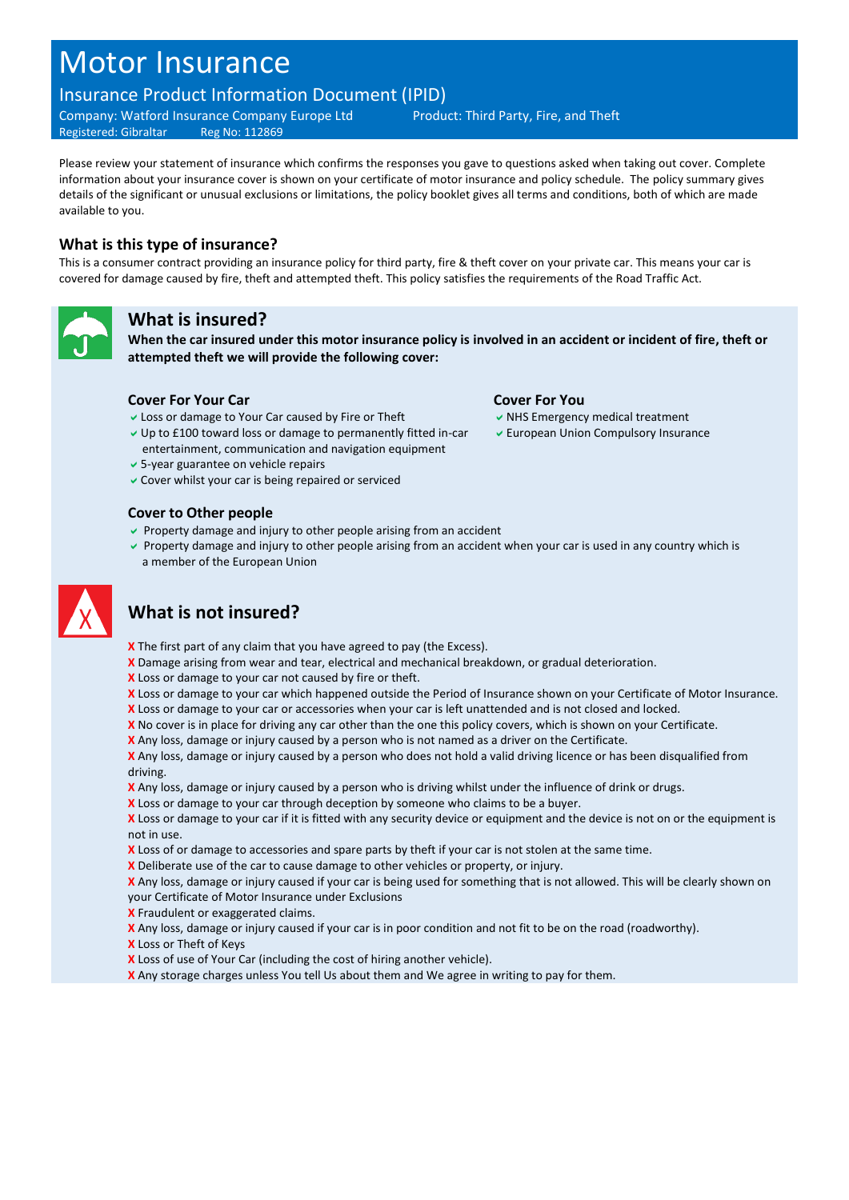# Motor Insurance

## Insurance Product Information Document (IPID)

Company: Watford Insurance Company Europe Ltd  
Registered: Gibraltar Reg No: 112869  
Product: Third Party, Fire, and Theft

Please review your statement of insurance which confirms the responses you gave to questions asked when taking out cover. Complete information about your insurance cover is shown on your certificate of motor insurance and policy schedule. The policy summary gives details of the significant or unusual exclusions or limitations, the policy booklet gives all terms and conditions, both of which are made available to you.

### What is this type of insurance?

This is a consumer contract providing an insurance policy for third party, fire & theft cover on your private car. This means your car is covered for damage caused by fire, theft and attempted theft. This policy satisfies the requirements of the Road Traffic Act.

### What is insured?

**When the car insured under this motor insurance policy is involved in an accident or incident of fire, theft or attempted theft we will provide the following cover:**

#### Cover For Your Car

- ✔ Loss or damage to Your Car caused by Fire or Theft
- ✔ Up to £100 toward loss or damage to permanently fitted in-car entertainment, communication and navigation equipment
- ✔ 5-year guarantee on vehicle repairs
- ✔ Cover whilst your car is being repaired or serviced

#### Cover For You

- ✔ NHS Emergency medical treatment
- ✔ European Union Compulsory Insurance

#### Cover to Other people

- ✔ Property damage and injury to other people arising from an accident
- ✔ Property damage and injury to other people arising from an accident when your car is used in any country which is a member of the European Union

### What is not insured?

- X The first part of any claim that you have agreed to pay (the Excess).
- X Damage arising from wear and tear, electrical and mechanical breakdown, or gradual deterioration.
- X Loss or damage to your car not caused by fire or theft.
- X Loss or damage to your car which happened outside the Period of Insurance shown on your Certificate of Motor Insurance.
- X Loss or damage to your car or accessories when your car is left unattended and is not closed and locked.
- X No cover is in place for driving any car other than the one this policy covers, which is shown on your Certificate.
- X Any loss, damage or injury caused by a person who is not named as a driver on the Certificate.
- X Any loss, damage or injury caused by a person who does not hold a valid driving licence or has been disqualified from driving.
- X Any loss, damage or injury caused by a person who is driving whilst under the influence of drink or drugs.
- X Loss or damage to your car through deception by someone who claims to be a buyer.
- X Loss or damage to your car if it is fitted with any security device or equipment and the device is not on or the equipment is not in use.
- X Loss of or damage to accessories and spare parts by theft if your car is not stolen at the same time.
- X Deliberate use of the car to cause damage to other vehicles or property, or injury.
- X Any loss, damage or injury caused if your car is being used for something that is not allowed. This will be clearly shown on your Certificate of Motor Insurance under Exclusions
- X Fraudulent or exaggerated claims.
- X Any loss, damage or injury caused if your car is in poor condition and not fit to be on the road (roadworthy).
- X Loss or Theft of Keys
- X Loss of use of Your Car (including the cost of hiring another vehicle).
- X Any storage charges unless You tell Us about them and We agree in writing to pay for them.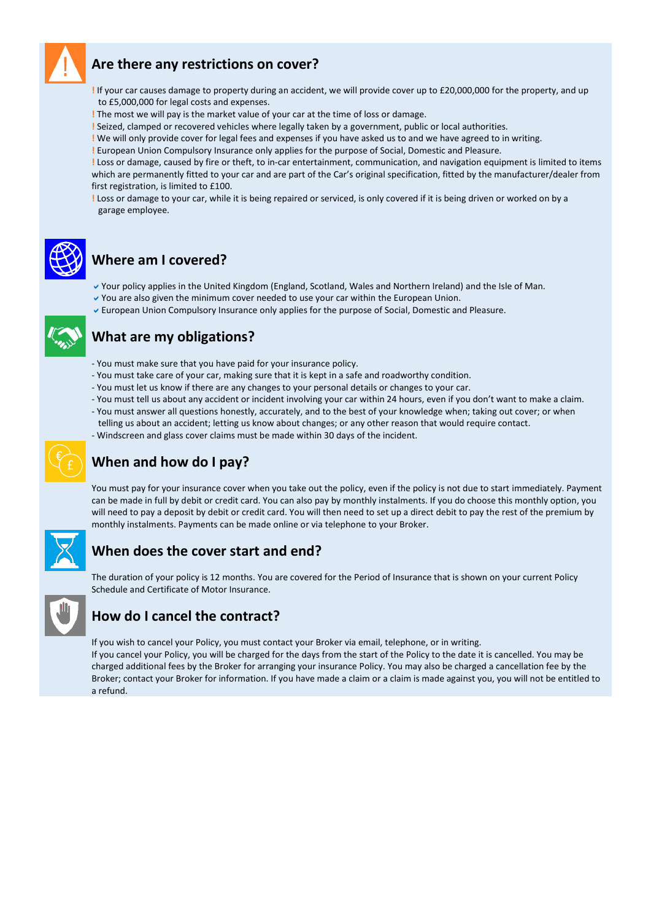## Are there any restrictions on cover?

! If your car causes damage to property during an accident, we will provide cover up to £20,000,000 for the property, and up to £5,000,000 for legal costs and expenses.
! The most we will pay is the market value of your car at the time of loss or damage.
! Seized, clamped or recovered vehicles where legally taken by a government, public or local authorities.
! We will only provide cover for legal fees and expenses if you have asked us to and we have agreed to in writing.
! European Union Compulsory Insurance only applies for the purpose of Social, Domestic and Pleasure.
! Loss or damage, caused by fire or theft, to in-car entertainment, communication, and navigation equipment is limited to items which are permanently fitted to your car and are part of the Car's original specification, fitted by the manufacturer/dealer from first registration, is limited to £100.
! Loss or damage to your car, while it is being repaired or serviced, is only covered if it is being driven or worked on by a garage employee.

## Where am I covered?

- ✔ Your policy applies in the United Kingdom (England, Scotland, Wales and Northern Ireland) and the Isle of Man.
- ✔ You are also given the minimum cover needed to use your car within the European Union.
- ✔ European Union Compulsory Insurance only applies for the purpose of Social, Domestic and Pleasure.

## What are my obligations?

- You must make sure that you have paid for your insurance policy.
- You must take care of your car, making sure that it is kept in a safe and roadworthy condition.
- You must let us know if there are any changes to your personal details or changes to your car.
- You must tell us about any accident or incident involving your car within 24 hours, even if you don't want to make a claim.
- You must answer all questions honestly, accurately, and to the best of your knowledge when; taking out cover; or when telling us about an accident; letting us know about changes; or any other reason that would require contact.
- Windscreen and glass cover claims must be made within 30 days of the incident.

## When and how do I pay?

You must pay for your insurance cover when you take out the policy, even if the policy is not due to start immediately. Payment can be made in full by debit or credit card. You can also pay by monthly instalments. If you do choose this monthly option, you will need to pay a deposit by debit or credit card. You will then need to set up a direct debit to pay the rest of the premium by monthly instalments. Payments can be made online or via telephone to your Broker.

## When does the cover start and end?

The duration of your policy is 12 months. You are covered for the Period of Insurance that is shown on your current Policy Schedule and Certificate of Motor Insurance.

## How do I cancel the contract?

If you wish to cancel your Policy, you must contact your Broker via email, telephone, or in writing.
If you cancel your Policy, you will be charged for the days from the start of the Policy to the date it is cancelled. You may be charged additional fees by the Broker for arranging your insurance Policy. You may also be charged a cancellation fee by the Broker; contact your Broker for information. If you have made a claim or a claim is made against you, you will not be entitled to a refund.